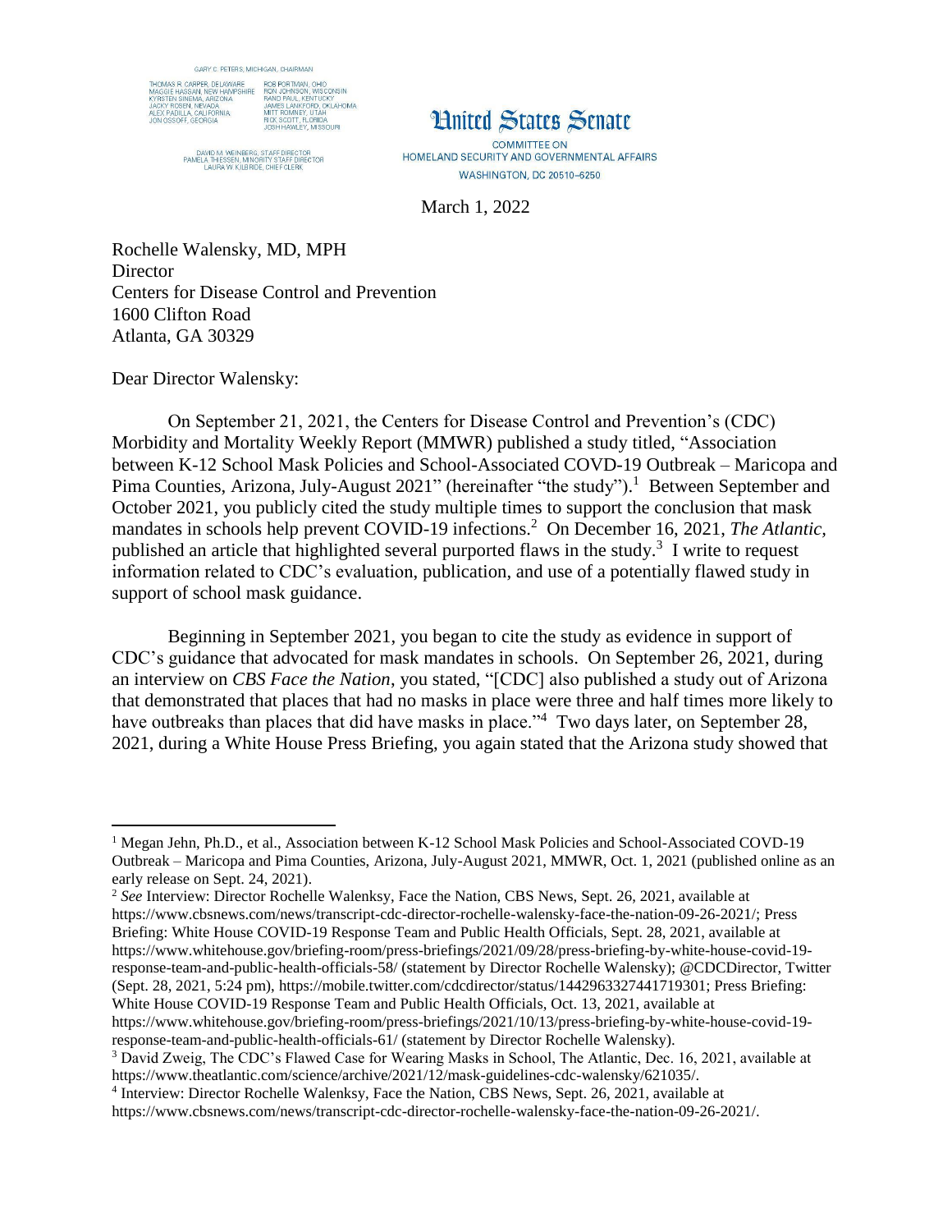GARY C. PETERS, MICHIGAN, CHAIRMAN

THOMAS R. CARPER, DELAWARE
MAGGIE HASSAN, NEW HAMPSHIRE
KYRSTEN SINEMA, ARIZONA
JACKY ROSEN, NEVADA
ALEX PADILLA, CALIFORNIA
JON OSSOFF, GEORGIA

ROB PORTMAN, OHIO
RON JOHNSON, WISCONSIN
RAND PAUL, KENTUCKY
JAMES LANKFORD, OKLAHOMA
MITT ROMNEY, UTAH
RICK SCOTT, FLORIDA
JOSH HAWLEY, MISSOURI

DAVID M. WEINBERG, STAFF DIRECTOR
PAMELA THIESSEN, MINORITY STAFF DIRECTOR
LAURA W. KILBRIDE, CHIEF CLERK

# United States Senate

COMMITTEE ON
HOMELAND SECURITY AND GOVERNMENTAL AFFAIRS
WASHINGTON, DC 20510–6250

March 1, 2022

Rochelle Walensky, MD, MPH
Director
Centers for Disease Control and Prevention
1600 Clifton Road
Atlanta, GA 30329

Dear Director Walensky:

On September 21, 2021, the Centers for Disease Control and Prevention's (CDC) Morbidity and Mortality Weekly Report (MMWR) published a study titled, "Association between K-12 School Mask Policies and School-Associated COVID-19 Outbreak – Maricopa and Pima Counties, Arizona, July-August 2021" (hereinafter "the study").[1] Between September and October 2021, you publicly cited the study multiple times to support the conclusion that mask mandates in schools help prevent COVID-19 infections.[2] On December 16, 2021, *The Atlantic*, published an article that highlighted several purported flaws in the study.[3] I write to request information related to CDC's evaluation, publication, and use of a potentially flawed study in support of school mask guidance.

Beginning in September 2021, you began to cite the study as evidence in support of CDC's guidance that advocated for mask mandates in schools. On September 26, 2021, during an interview on *CBS Face the Nation*, you stated, "[CDC] also published a study out of Arizona that demonstrated that places that had no masks in place were three and half times more likely to have outbreaks than places that did have masks in place."[4] Two days later, on September 28, 2021, during a White House Press Briefing, you again stated that the Arizona study showed that

---

[1] Megan Jehn, Ph.D., et al., Association between K-12 School Mask Policies and School-Associated COVD-19 Outbreak – Maricopa and Pima Counties, Arizona, July-August 2021, MMWR, Oct. 1, 2021 (published online as an early release on Sept. 24, 2021).

[2] *See* Interview: Director Rochelle Walenksy, Face the Nation, CBS News, Sept. 26, 2021, available at https://www.cbsnews.com/news/transcript-cdc-director-rochelle-walensky-face-the-nation-09-26-2021/; Press Briefing: White House COVID-19 Response Team and Public Health Officials, Sept. 28, 2021, available at https://www.whitehouse.gov/briefing-room/press-briefings/2021/09/28/press-briefing-by-white-house-covid-19-response-team-and-public-health-officials-58/ (statement by Director Rochelle Walensky); @CDCDirector, Twitter (Sept. 28, 2021, 5:24 pm), https://mobile.twitter.com/cdcdirector/status/1442963327441719301; Press Briefing: White House COVID-19 Response Team and Public Health Officials, Oct. 13, 2021, available at https://www.whitehouse.gov/briefing-room/press-briefings/2021/10/13/press-briefing-by-white-house-covid-19-response-team-and-public-health-officials-61/ (statement by Director Rochelle Walensky).

[3] David Zweig, The CDC's Flawed Case for Wearing Masks in School, The Atlantic, Dec. 16, 2021, available at https://www.theatlantic.com/science/archive/2021/12/mask-guidelines-cdc-walensky/621035/.

[4] Interview: Director Rochelle Walenksy, Face the Nation, CBS News, Sept. 26, 2021, available at https://www.cbsnews.com/news/transcript-cdc-director-rochelle-walensky-face-the-nation-09-26-2021/.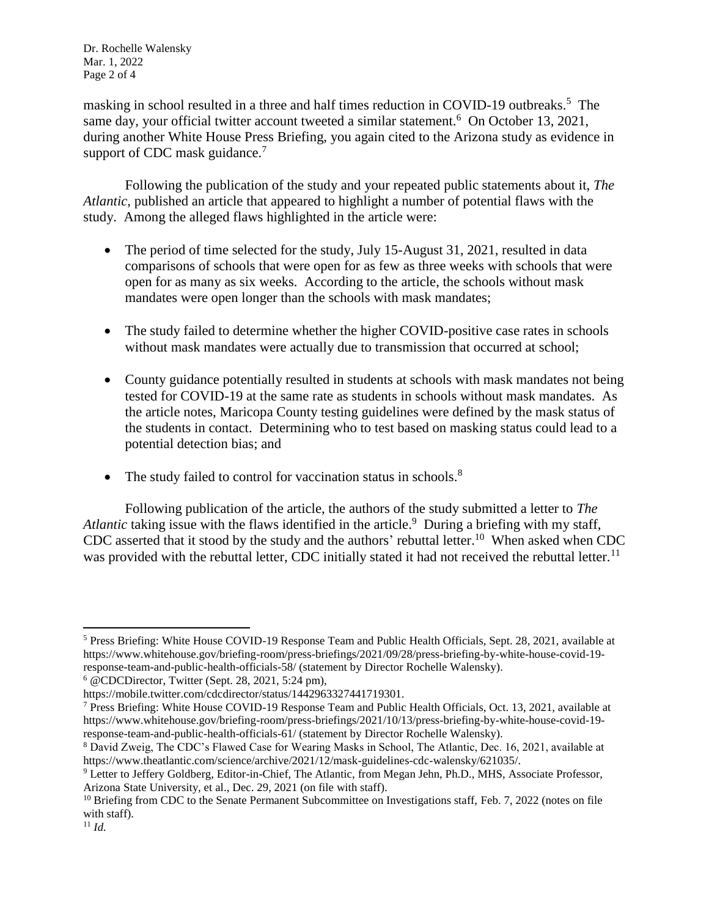masking in school resulted in a three and half times reduction in COVID-19 outbreaks.[5] The same day, your official twitter account tweeted a similar statement.[6] On October 13, 2021, during another White House Press Briefing, you again cited to the Arizona study as evidence in support of CDC mask guidance.[7]

Following the publication of the study and your repeated public statements about it, *The Atlantic*, published an article that appeared to highlight a number of potential flaws with the study. Among the alleged flaws highlighted in the article were:

- The period of time selected for the study, July 15-August 31, 2021, resulted in data comparisons of schools that were open for as few as three weeks with schools that were open for as many as six weeks. According to the article, the schools without mask mandates were open longer than the schools with mask mandates;
- The study failed to determine whether the higher COVID-positive case rates in schools without mask mandates were actually due to transmission that occurred at school;
- County guidance potentially resulted in students at schools with mask mandates not being tested for COVID-19 at the same rate as students in schools without mask mandates. As the article notes, Maricopa County testing guidelines were defined by the mask status of the students in contact. Determining who to test based on masking status could lead to a potential detection bias; and
- The study failed to control for vaccination status in schools.[8]

Following publication of the article, the authors of the study submitted a letter to *The Atlantic* taking issue with the flaws identified in the article.[9] During a briefing with my staff, CDC asserted that it stood by the study and the authors' rebuttal letter.[10] When asked when CDC was provided with the rebuttal letter, CDC initially stated it had not received the rebuttal letter.[11]

---

[5] Press Briefing: White House COVID-19 Response Team and Public Health Officials, Sept. 28, 2021, available at https://www.whitehouse.gov/briefing-room/press-briefings/2021/09/28/press-briefing-by-white-house-covid-19-response-team-and-public-health-officials-58/ (statement by Director Rochelle Walensky).

[6] @CDCDirector, Twitter (Sept. 28, 2021, 5:24 pm), https://mobile.twitter.com/cdcdirector/status/1442963327441719301.

[7] Press Briefing: White House COVID-19 Response Team and Public Health Officials, Oct. 13, 2021, available at https://www.whitehouse.gov/briefing-room/press-briefings/2021/10/13/press-briefing-by-white-house-covid-19-response-team-and-public-health-officials-61/ (statement by Director Rochelle Walensky).

[8] David Zweig, The CDC's Flawed Case for Wearing Masks in School, The Atlantic, Dec. 16, 2021, available at https://www.theatlantic.com/science/archive/2021/12/mask-guidelines-cdc-walensky/621035/.

[9] Letter to Jeffery Goldberg, Editor-in-Chief, The Atlantic, from Megan Jehn, Ph.D., MHS, Associate Professor, Arizona State University, et al., Dec. 29, 2021 (on file with staff).

[10] Briefing from CDC to the Senate Permanent Subcommittee on Investigations staff, Feb. 7, 2022 (notes on file with staff).

[11] *Id.*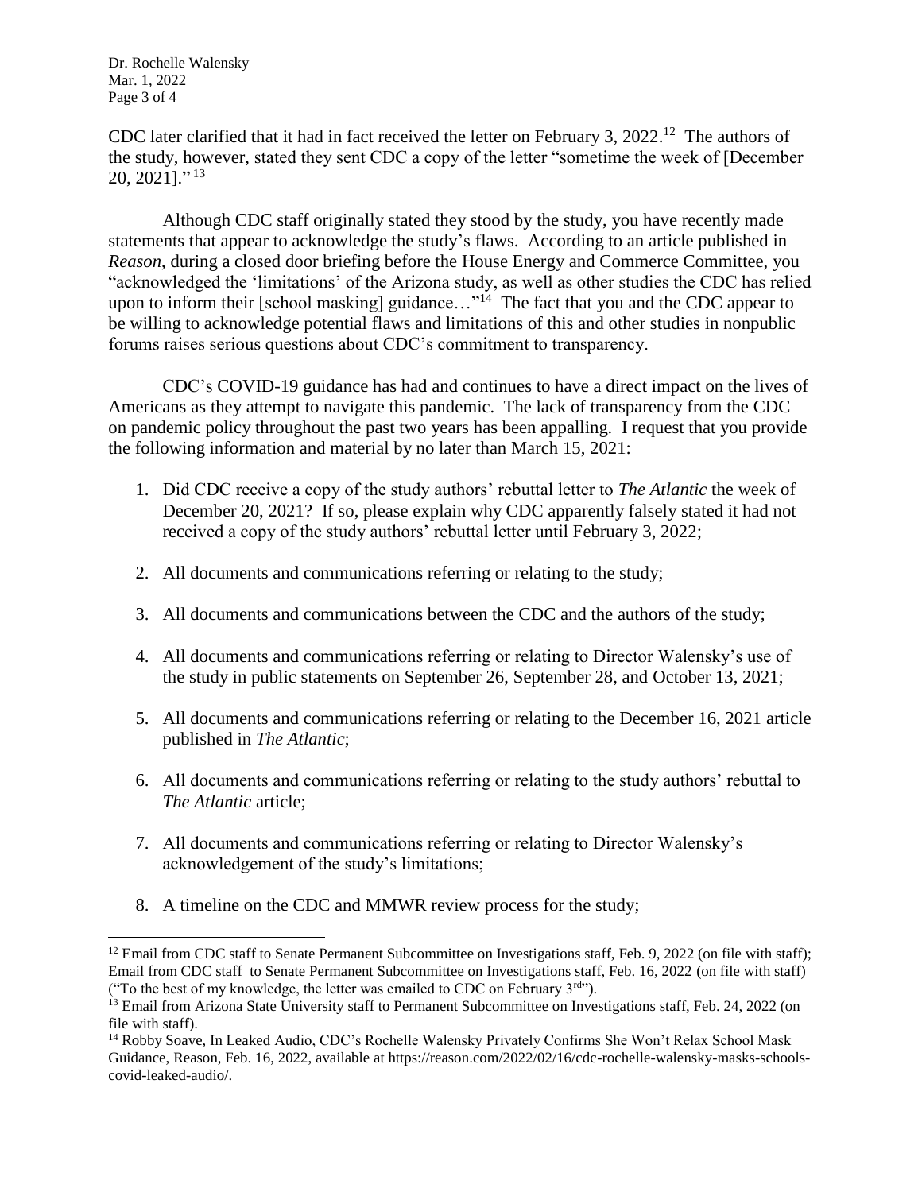CDC later clarified that it had in fact received the letter on February 3, 2022.[12] The authors of the study, however, stated they sent CDC a copy of the letter "sometime the week of [December 20, 2021]."[13]

Although CDC staff originally stated they stood by the study, you have recently made statements that appear to acknowledge the study's flaws. According to an article published in *Reason*, during a closed door briefing before the House Energy and Commerce Committee, you "acknowledged the 'limitations' of the Arizona study, as well as other studies the CDC has relied upon to inform their [school masking] guidance…"[14] The fact that you and the CDC appear to be willing to acknowledge potential flaws and limitations of this and other studies in nonpublic forums raises serious questions about CDC's commitment to transparency.

CDC's COVID-19 guidance has had and continues to have a direct impact on the lives of Americans as they attempt to navigate this pandemic. The lack of transparency from the CDC on pandemic policy throughout the past two years has been appalling. I request that you provide the following information and material by no later than March 15, 2021:

1. Did CDC receive a copy of the study authors' rebuttal letter to *The Atlantic* the week of December 20, 2021? If so, please explain why CDC apparently falsely stated it had not received a copy of the study authors' rebuttal letter until February 3, 2022;
2. All documents and communications referring or relating to the study;
3. All documents and communications between the CDC and the authors of the study;
4. All documents and communications referring or relating to Director Walensky's use of the study in public statements on September 26, September 28, and October 13, 2021;
5. All documents and communications referring or relating to the December 16, 2021 article published in *The Atlantic*;
6. All documents and communications referring or relating to the study authors' rebuttal to *The Atlantic* article;
7. All documents and communications referring or relating to Director Walensky's acknowledgement of the study's limitations;
8. A timeline on the CDC and MMWR review process for the study;

---

[12] Email from CDC staff to Senate Permanent Subcommittee on Investigations staff, Feb. 9, 2022 (on file with staff); Email from CDC staff to Senate Permanent Subcommittee on Investigations staff, Feb. 16, 2022 (on file with staff) ("To the best of my knowledge, the letter was emailed to CDC on February 3rd").

[13] Email from Arizona State University staff to Permanent Subcommittee on Investigations staff, Feb. 24, 2022 (on file with staff).

[14] Robby Soave, In Leaked Audio, CDC's Rochelle Walensky Privately Confirms She Won't Relax School Mask Guidance, Reason, Feb. 16, 2022, available at https://reason.com/2022/02/16/cdc-rochelle-walensky-masks-schools-covid-leaked-audio/.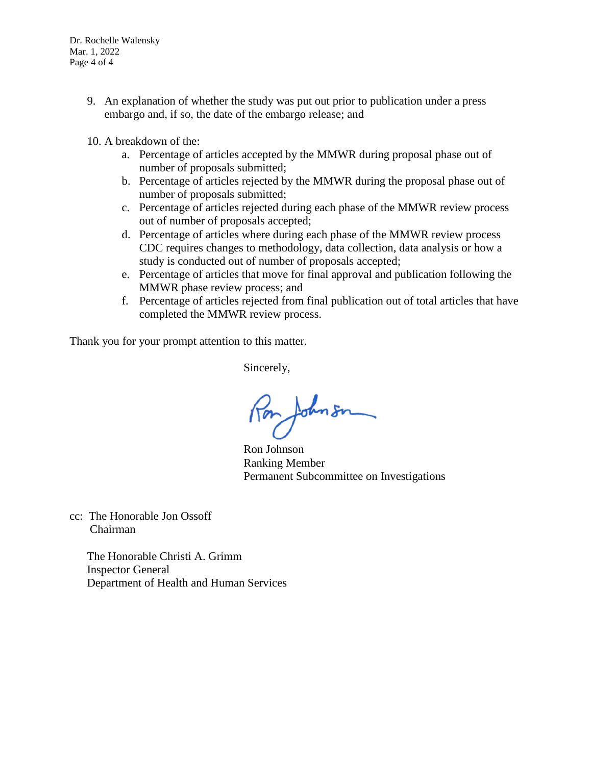9. An explanation of whether the study was put out prior to publication under a press embargo and, if so, the date of the embargo release; and

10. A breakdown of the:
    a. Percentage of articles accepted by the MMWR during proposal phase out of number of proposals submitted;
    b. Percentage of articles rejected by the MMWR during the proposal phase out of number of proposals submitted;
    c. Percentage of articles rejected during each phase of the MMWR review process out of number of proposals accepted;
    d. Percentage of articles where during each phase of the MMWR review process CDC requires changes to methodology, data collection, data analysis or how a study is conducted out of number of proposals accepted;
    e. Percentage of articles that move for final approval and publication following the MMWR phase review process; and
    f. Percentage of articles rejected from final publication out of total articles that have completed the MMWR review process.

Thank you for your prompt attention to this matter.

Sincerely,

Ron Johnson
Ranking Member
Permanent Subcommittee on Investigations

cc: The Honorable Jon Ossoff
Chairman

The Honorable Christi A. Grimm
Inspector General
Department of Health and Human Services